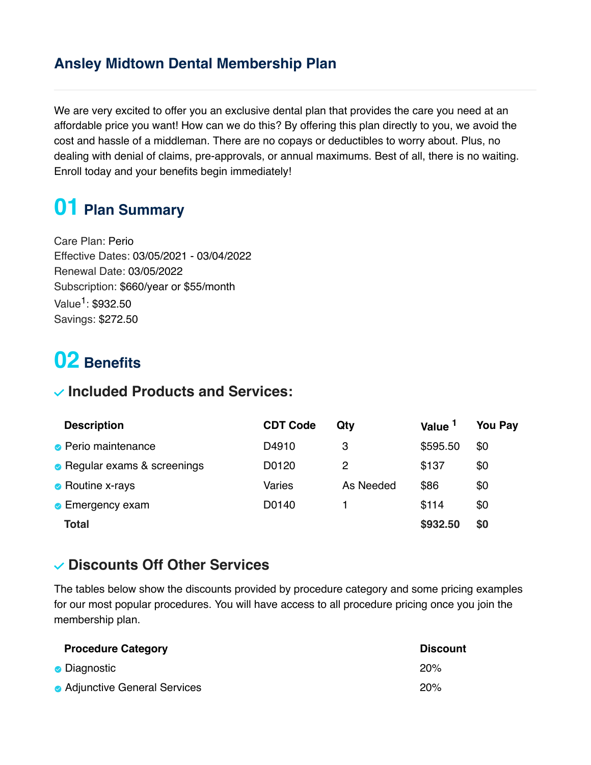# Ansley Midtown Dental Membership Plan

We are very excited to offer you an exclusive dental plan that provides the care you need at an affordable price you want! How can we do this? By offering this plan directly to you, we avoid the cost and hassle of a middleman. There are no copays or deductibles to worry about. Plus, no dealing with denial of claims, pre-approvals, or annual maximums. Best of all, there is no waiting. Enroll today and your benefits begin immediately!

## 01 Plan Summary

Care Plan: Perio
Effective Dates: 03/05/2021 - 03/04/2022
Renewal Date: 03/05/2022
Subscription: $660/year or $55/month
Value[1]: $932.50
Savings: $272.50

## 02 Benefits

### Included Products and Services:

| Description | CDT Code | Qty | Value [1] | You Pay |
|---|---|---|---|---|
| Perio maintenance | D4910 | 3 | $595.50 | $0 |
| Regular exams & screenings | D0120 | 2 | $137 | $0 |
| Routine x-rays | Varies | As Needed | $86 | $0 |
| Emergency exam | D0140 | 1 | $114 | $0 |
| **Total** | | | **$932.50** | **$0** |

### Discounts Off Other Services

The tables below show the discounts provided by procedure category and some pricing examples for our most popular procedures. You will have access to all procedure pricing once you join the membership plan.

| Procedure Category | Discount |
|---|---|
| Diagnostic | 20% |
| Adjunctive General Services | 20% |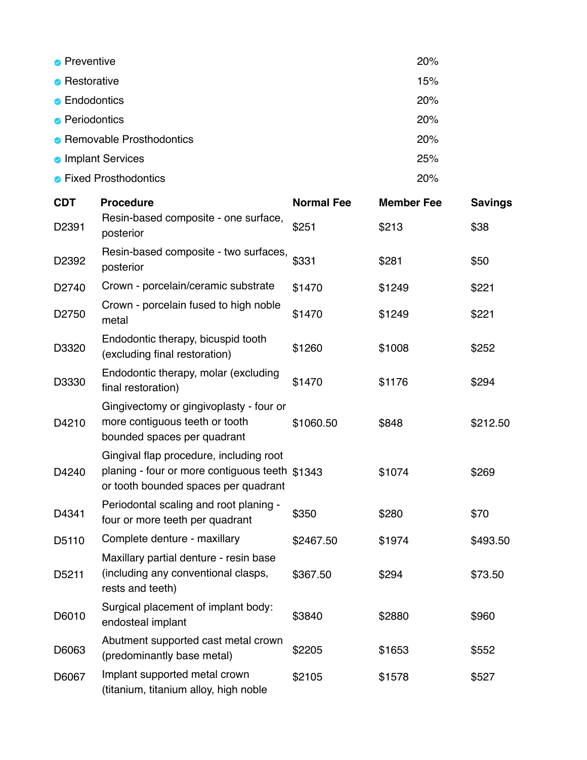- Preventive 20%
- Restorative 15%
- Endodontics 20%
- Periodontics 20%
- Removable Prosthodontics 20%
- Implant Services 25%
- Fixed Prosthodontics 20%

| CDT | Procedure | Normal Fee | Member Fee | Savings |
|---|---|---|---|---|
| D2391 | Resin-based composite - one surface, posterior | $251 | $213 | $38 |
| D2392 | Resin-based composite - two surfaces, posterior | $331 | $281 | $50 |
| D2740 | Crown - porcelain/ceramic substrate | $1470 | $1249 | $221 |
| D2750 | Crown - porcelain fused to high noble metal | $1470 | $1249 | $221 |
| D3320 | Endodontic therapy, bicuspid tooth (excluding final restoration) | $1260 | $1008 | $252 |
| D3330 | Endodontic therapy, molar (excluding final restoration) | $1470 | $1176 | $294 |
| D4210 | Gingivectomy or gingivoplasty - four or more contiguous teeth or tooth bounded spaces per quadrant | $1060.50 | $848 | $212.50 |
| D4240 | Gingival flap procedure, including root planing - four or more contiguous teeth or tooth bounded spaces per quadrant | $1343 | $1074 | $269 |
| D4341 | Periodontal scaling and root planing - four or more teeth per quadrant | $350 | $280 | $70 |
| D5110 | Complete denture - maxillary | $2467.50 | $1974 | $493.50 |
| D5211 | Maxillary partial denture - resin base (including any conventional clasps, rests and teeth) | $367.50 | $294 | $73.50 |
| D6010 | Surgical placement of implant body: endosteal implant | $3840 | $2880 | $960 |
| D6063 | Abutment supported cast metal crown (predominantly base metal) | $2205 | $1653 | $552 |
| D6067 | Implant supported metal crown (titanium, titanium alloy, high noble | $2105 | $1578 | $527 |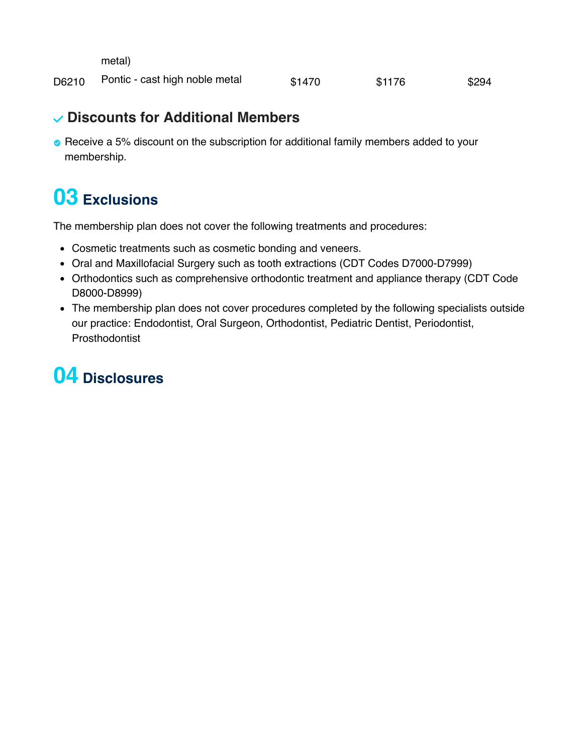| | | | | |
|---|---|---|---|---|
| | metal) | | | |
| D6210 | Pontic - cast high noble metal | $1470 | $1176 | $294 |

### Discounts for Additional Members

- Receive a 5% discount on the subscription for additional family members added to your membership.

## 03 Exclusions

The membership plan does not cover the following treatments and procedures:

- Cosmetic treatments such as cosmetic bonding and veneers.
- Oral and Maxillofacial Surgery such as tooth extractions (CDT Codes D7000-D7999)
- Orthodontics such as comprehensive orthodontic treatment and appliance therapy (CDT Code D8000-D8999)
- The membership plan does not cover procedures completed by the following specialists outside our practice: Endodontist, Oral Surgeon, Orthodontist, Pediatric Dentist, Periodontist, Prosthodontist

## 04 Disclosures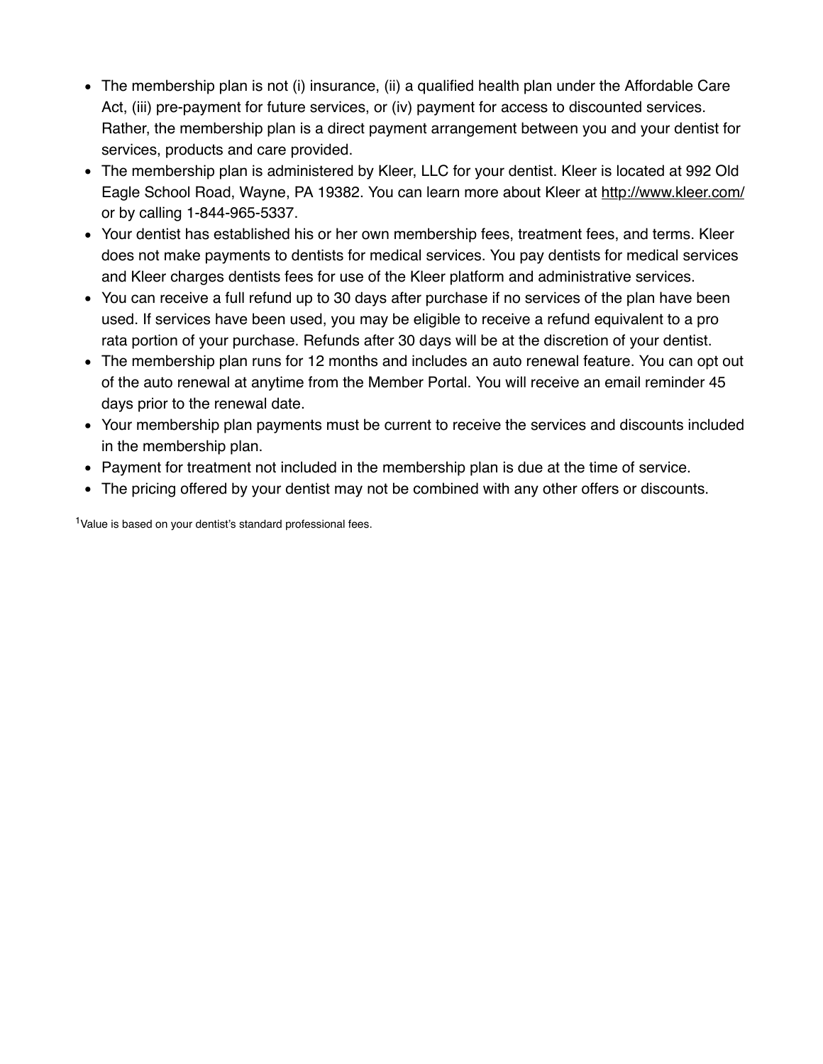- The membership plan is not (i) insurance, (ii) a qualified health plan under the Affordable Care Act, (iii) pre-payment for future services, or (iv) payment for access to discounted services. Rather, the membership plan is a direct payment arrangement between you and your dentist for services, products and care provided.
- The membership plan is administered by Kleer, LLC for your dentist. Kleer is located at 992 Old Eagle School Road, Wayne, PA 19382. You can learn more about Kleer at http://www.kleer.com/ or by calling 1-844-965-5337.
- Your dentist has established his or her own membership fees, treatment fees, and terms. Kleer does not make payments to dentists for medical services. You pay dentists for medical services and Kleer charges dentists fees for use of the Kleer platform and administrative services.
- You can receive a full refund up to 30 days after purchase if no services of the plan have been used. If services have been used, you may be eligible to receive a refund equivalent to a pro rata portion of your purchase. Refunds after 30 days will be at the discretion of your dentist.
- The membership plan runs for 12 months and includes an auto renewal feature. You can opt out of the auto renewal at anytime from the Member Portal. You will receive an email reminder 45 days prior to the renewal date.
- Your membership plan payments must be current to receive the services and discounts included in the membership plan.
- Payment for treatment not included in the membership plan is due at the time of service.
- The pricing offered by your dentist may not be combined with any other offers or discounts.

[1]Value is based on your dentist's standard professional fees.